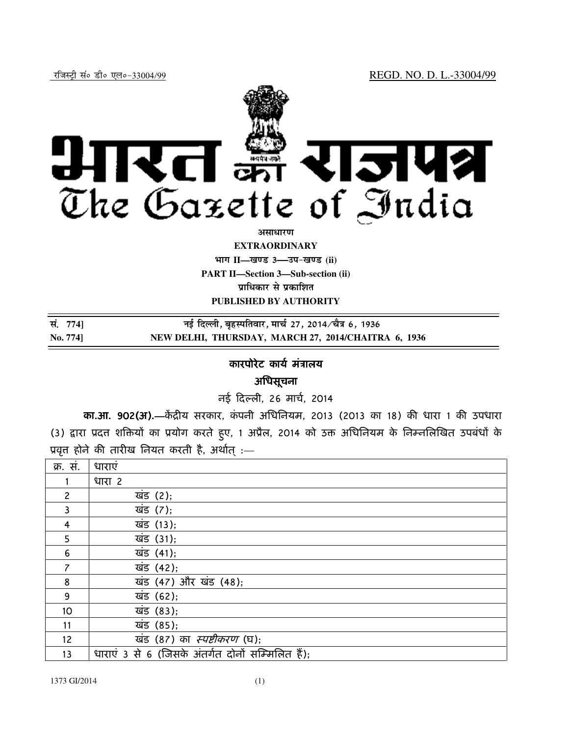रजिस्ट्री सं० डी० एल०-33004/99 REGD. NO. D. L.-33004/99

# भारत का राजपत्र
# The Gazette of India

**असाधारण**

**EXTRAORDINARY**

**भाग II—खण्ड 3—उप-खण्ड (ii)**

**PART II—Section 3—Sub-section (ii)**

**प्राधिकार से प्रकाशित**

**PUBLISHED BY AUTHORITY**

| | |
|---|---|
| **सं. 774]** | **नई दिल्ली, बृहस्पतिवार, मार्च 27, 2014/चैत्र 6, 1936** |
| **No. 774]** | **NEW DELHI, THURSDAY, MARCH 27, 2014/CHAITRA 6, 1936** |

## कारपोरेट कार्य मंत्रालय

## अधिसूचना

नई दिल्ली, 26 मार्च, 2014

**का.आ. 902(अ).**—केंद्रीय सरकार, कंपनी अधिनियम, 2013 (2013 का 18) की धारा 1 की उपधारा (3) द्वारा प्रदत्त शक्तियों का प्रयोग करते हुए, 1 अप्रैल, 2014 को उक्त अधिनियम के निम्नलिखित उपबंधों के प्रवृत्त होने की तारीख नियत करती है, अर्थात् :—

| क्र. सं. | धाराएं |
|---|---|
| 1 | धारा 2 |
| 2 | खंड (2); |
| 3 | खंड (7); |
| 4 | खंड (13); |
| 5 | खंड (31); |
| 6 | खंड (41); |
| 7 | खंड (42); |
| 8 | खंड (47) और खंड (48); |
| 9 | खंड (62); |
| 10 | खंड (83); |
| 11 | खंड (85); |
| 12 | खंड (87) का *स्पष्टीकरण* (घ); |
| 13 | धाराएं 3 से 6 (जिसके अंतर्गत दोनों सम्मिलित हैं); |

1373 GI/2014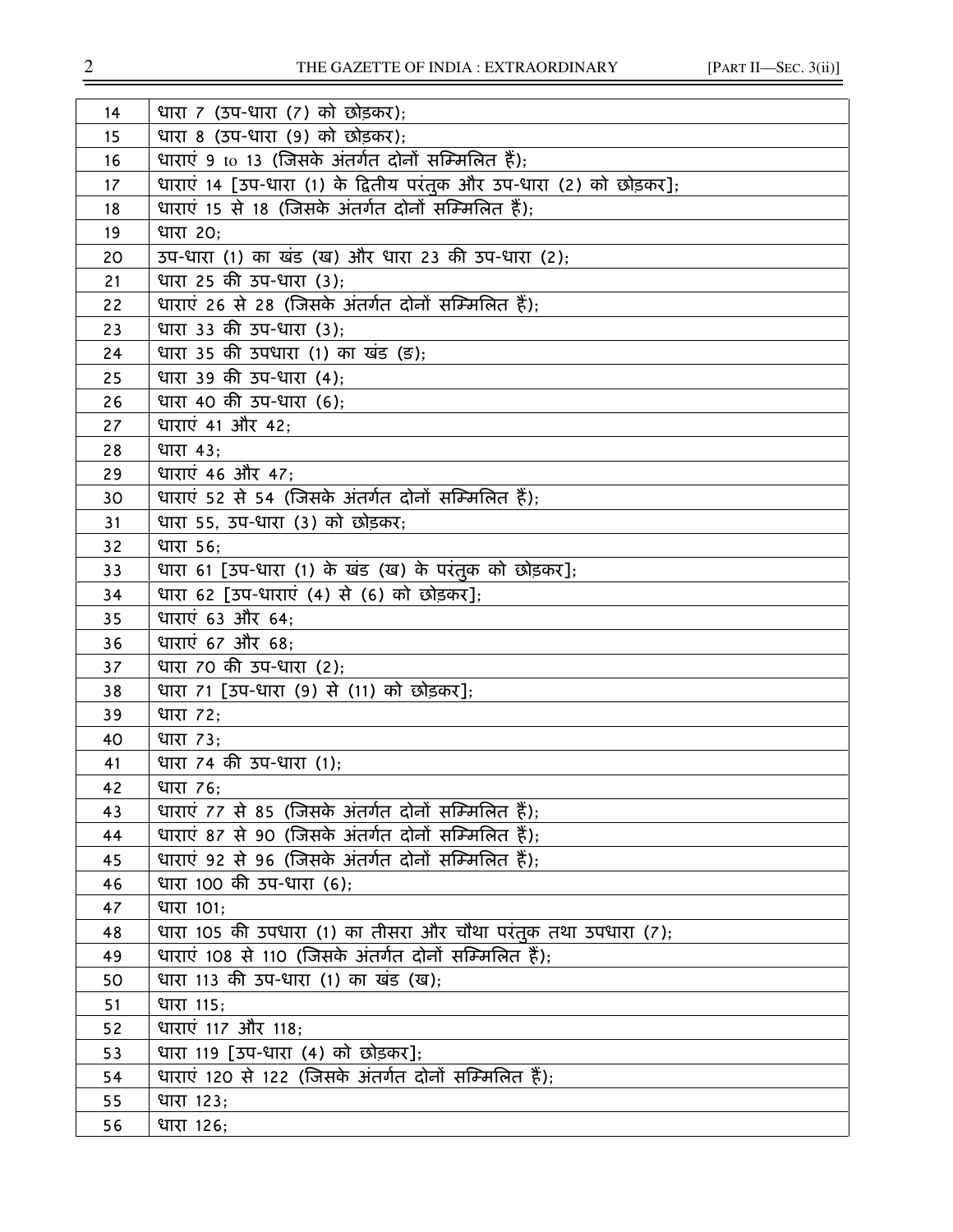| | |
|---|---|
| 14 | धारा 7 (उप-धारा (7) को छोड़कर); |
| 15 | धारा 8 (उप-धारा (9) को छोड़कर); |
| 16 | धाराएं 9 to 13 (जिसके अंतर्गत दोनों सम्मिलित हैं); |
| 17 | धाराएं 14 [उप-धारा (1) के द्वितीय परंतुक और उप-धारा (2) को छोड़कर]; |
| 18 | धाराएं 15 से 18 (जिसके अंतर्गत दोनों सम्मिलित हैं); |
| 19 | धारा 20; |
| 20 | उप-धारा (1) का खंड (ख) और धारा 23 की उप-धारा (2); |
| 21 | धारा 25 की उप-धारा (3); |
| 22 | धाराएं 26 से 28 (जिसके अंतर्गत दोनों सम्मिलित हैं); |
| 23 | धारा 33 की उप-धारा (3); |
| 24 | धारा 35 की उपधारा (1) का खंड (ङ); |
| 25 | धारा 39 की उप-धारा (4); |
| 26 | धारा 40 की उप-धारा (6); |
| 27 | धाराएं 41 और 42; |
| 28 | धारा 43; |
| 29 | धाराएं 46 और 47; |
| 30 | धाराएं 52 से 54 (जिसके अंतर्गत दोनों सम्मिलित हैं); |
| 31 | धारा 55, उप-धारा (3) को छोड़कर; |
| 32 | धारा 56; |
| 33 | धारा 61 [उप-धारा (1) के खंड (ख) के परंतुक को छोड़कर]; |
| 34 | धारा 62 [उप-धाराएं (4) से (6) को छोड़कर]; |
| 35 | धाराएं 63 और 64; |
| 36 | धाराएं 67 और 68; |
| 37 | धारा 70 की उप-धारा (2); |
| 38 | धारा 71 [उप-धारा (9) से (11) को छोड़कर]; |
| 39 | धारा 72; |
| 40 | धारा 73; |
| 41 | धारा 74 की उप-धारा (1); |
| 42 | धारा 76; |
| 43 | धाराएं 77 से 85 (जिसके अंतर्गत दोनों सम्मिलित हैं); |
| 44 | धाराएं 87 से 90 (जिसके अंतर्गत दोनों सम्मिलित हैं); |
| 45 | धाराएं 92 से 96 (जिसके अंतर्गत दोनों सम्मिलित हैं); |
| 46 | धारा 100 की उप-धारा (6); |
| 47 | धारा 101; |
| 48 | धारा 105 की उपधारा (1) का तीसरा और चौथा परंतुक तथा उपधारा (7); |
| 49 | धाराएं 108 से 110 (जिसके अंतर्गत दोनों सम्मिलित हैं); |
| 50 | धारा 113 की उप-धारा (1) का खंड (ख); |
| 51 | धारा 115; |
| 52 | धाराएं 117 और 118; |
| 53 | धारा 119 [उप-धारा (4) को छोड़कर]; |
| 54 | धाराएं 120 से 122 (जिसके अंतर्गत दोनों सम्मिलित हैं); |
| 55 | धारा 123; |
| 56 | धारा 126; |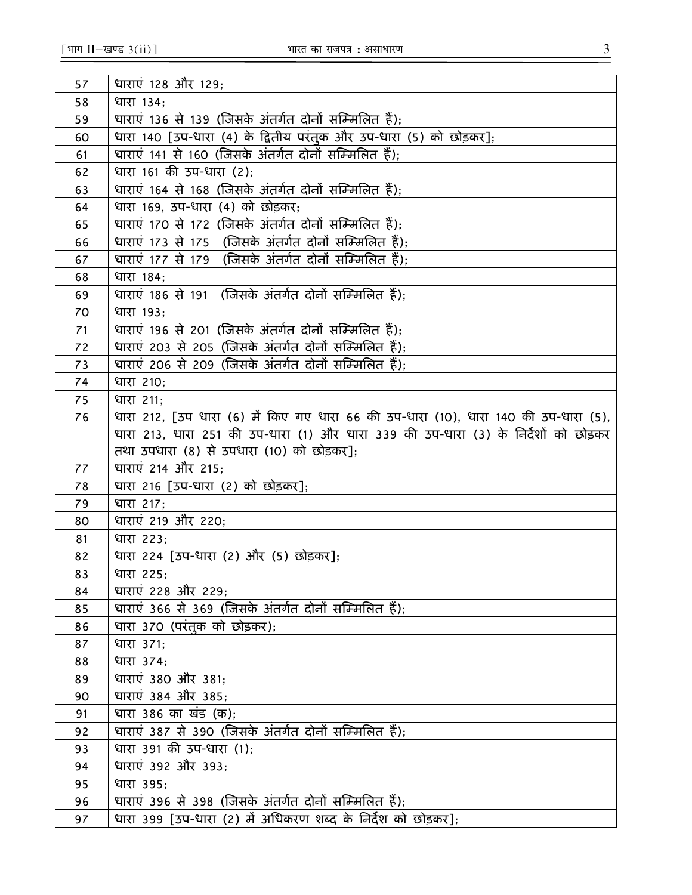| | |
|---|---|
| 57 | धाराएं 128 और 129; |
| 58 | धारा 134; |
| 59 | धाराएं 136 से 139 (जिसके अंतर्गत दोनों सम्मिलित हैं); |
| 60 | धारा 140 [उप-धारा (4) के द्वितीय परंतुक और उप-धारा (5) को छोड़कर]; |
| 61 | धाराएं 141 से 160 (जिसके अंतर्गत दोनों सम्मिलित हैं); |
| 62 | धारा 161 की उप-धारा (2); |
| 63 | धाराएं 164 से 168 (जिसके अंतर्गत दोनों सम्मिलित हैं); |
| 64 | धारा 169, उप-धारा (4) को छोड़कर; |
| 65 | धाराएं 170 से 172 (जिसके अंतर्गत दोनों सम्मिलित हैं); |
| 66 | धाराएं 173 से 175 (जिसके अंतर्गत दोनों सम्मिलित हैं); |
| 67 | धाराएं 177 से 179 (जिसके अंतर्गत दोनों सम्मिलित हैं); |
| 68 | धारा 184; |
| 69 | धाराएं 186 से 191 (जिसके अंतर्गत दोनों सम्मिलित हैं); |
| 70 | धारा 193; |
| 71 | धाराएं 196 से 201 (जिसके अंतर्गत दोनों सम्मिलित हैं); |
| 72 | धाराएं 203 से 205 (जिसके अंतर्गत दोनों सम्मिलित हैं); |
| 73 | धाराएं 206 से 209 (जिसके अंतर्गत दोनों सम्मिलित हैं); |
| 74 | धारा 210; |
| 75 | धारा 211; |
| 76 | धारा 212, [उप धारा (6) में किए गए धारा 66 की उप-धारा (10), धारा 140 की उप-धारा (5), धारा 213, धारा 251 की उप-धारा (1) और धारा 339 की उप-धारा (3) के निर्देशों को छोड़कर तथा उपधारा (8) से उपधारा (10) को छोड़कर]; |
| 77 | धाराएं 214 और 215; |
| 78 | धारा 216 [उप-धारा (2) को छोड़कर]; |
| 79 | धारा 217; |
| 80 | धाराएं 219 और 220; |
| 81 | धारा 223; |
| 82 | धारा 224 [उप-धारा (2) और (5) छोड़कर]; |
| 83 | धारा 225; |
| 84 | धाराएं 228 और 229; |
| 85 | धाराएं 366 से 369 (जिसके अंतर्गत दोनों सम्मिलित हैं); |
| 86 | धारा 370 (परंतुक को छोड़कर); |
| 87 | धारा 371; |
| 88 | धारा 374; |
| 89 | धाराएं 380 और 381; |
| 90 | धाराएं 384 और 385; |
| 91 | धारा 386 का खंड (क); |
| 92 | धाराएं 387 से 390 (जिसके अंतर्गत दोनों सम्मिलित हैं); |
| 93 | धारा 391 की उप-धारा (1); |
| 94 | धाराएं 392 और 393; |
| 95 | धारा 395; |
| 96 | धाराएं 396 से 398 (जिसके अंतर्गत दोनों सम्मिलित हैं); |
| 97 | धारा 399 [उप-धारा (2) में अधिकरण शब्द के निर्देश को छोड़कर]; |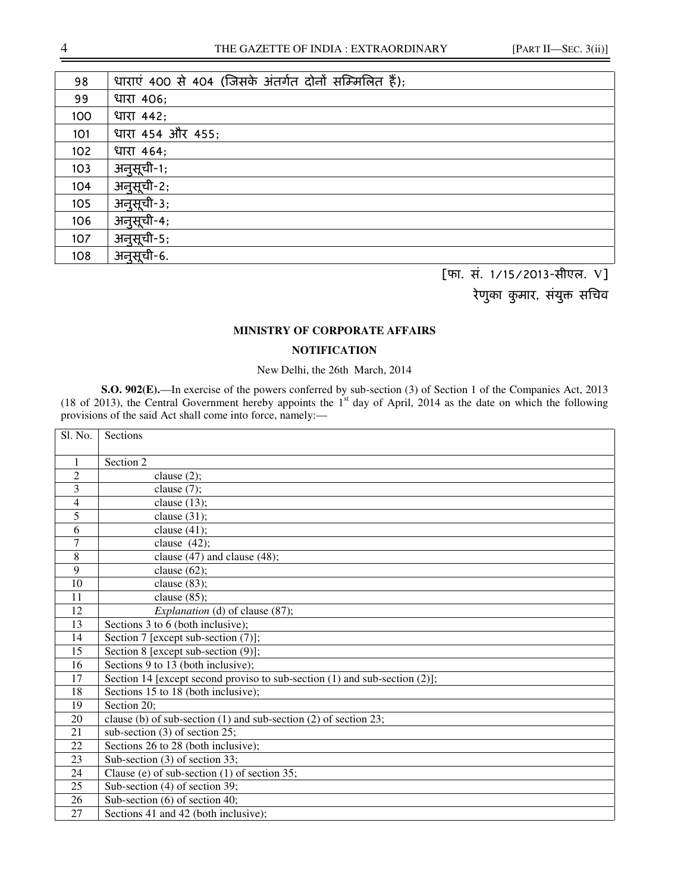| 98 | धाराएं 400 से 404 (जिसके अंतर्गत दोनों सम्मिलित हैं); |
|---|---|
| 99 | धारा 406; |
| 100 | धारा 442; |
| 101 | धारा 454 और 455; |
| 102 | धारा 464; |
| 103 | अनुसूची-1; |
| 104 | अनुसूची-2; |
| 105 | अनुसूची-3; |
| 106 | अनुसूची-4; |
| 107 | अनुसूची-5; |
| 108 | अनुसूची-6. |

[फा. सं. 1/15/2013-सीएल. V]

रेणुका कुमार, संयुक्त सचिव

## MINISTRY OF CORPORATE AFFAIRS

## NOTIFICATION

New Delhi, the 26th March, 2014

**S.O. 902(E).**—In exercise of the powers conferred by sub-section (3) of Section 1 of the Companies Act, 2013 (18 of 2013), the Central Government hereby appoints the 1st day of April, 2014 as the date on which the following provisions of the said Act shall come into force, namely:—

| Sl. No. | Sections |
|---|---|
| 1 | Section 2 |
| 2 | clause (2); |
| 3 | clause (7); |
| 4 | clause (13); |
| 5 | clause (31); |
| 6 | clause (41); |
| 7 | clause (42); |
| 8 | clause (47) and clause (48); |
| 9 | clause (62); |
| 10 | clause (83); |
| 11 | clause (85); |
| 12 | *Explanation* (d) of clause (87); |
| 13 | Sections 3 to 6 (both inclusive); |
| 14 | Section 7 [except sub-section (7)]; |
| 15 | Section 8 [except sub-section (9)]; |
| 16 | Sections 9 to 13 (both inclusive); |
| 17 | Section 14 [except second proviso to sub-section (1) and sub-section (2)]; |
| 18 | Sections 15 to 18 (both inclusive); |
| 19 | Section 20; |
| 20 | clause (b) of sub-section (1) and sub-section (2) of section 23; |
| 21 | sub-section (3) of section 25; |
| 22 | Sections 26 to 28 (both inclusive); |
| 23 | Sub-section (3) of section 33; |
| 24 | Clause (e) of sub-section (1) of section 35; |
| 25 | Sub-section (4) of section 39; |
| 26 | Sub-section (6) of section 40; |
| 27 | Sections 41 and 42 (both inclusive); |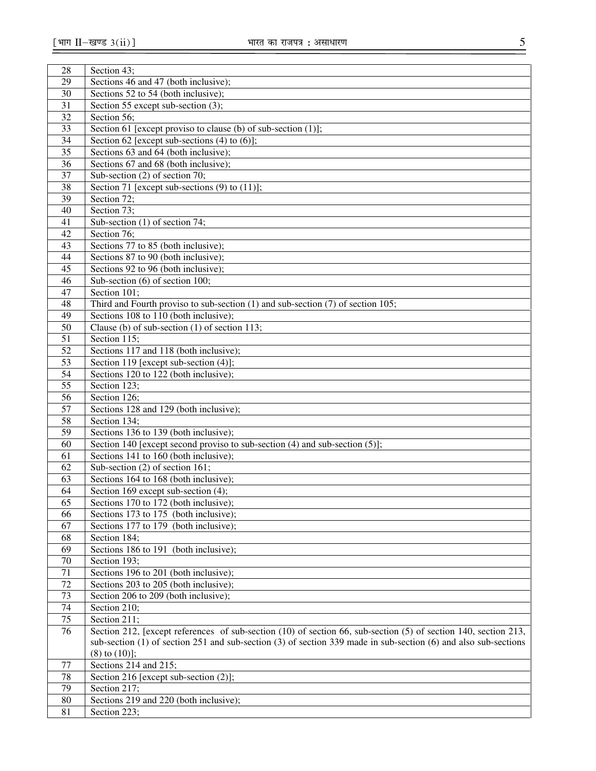| | |
|---|---|
| 28 | Section 43; |
| 29 | Sections 46 and 47 (both inclusive); |
| 30 | Sections 52 to 54 (both inclusive); |
| 31 | Section 55 except sub-section (3); |
| 32 | Section 56; |
| 33 | Section 61 [except proviso to clause (b) of sub-section (1)]; |
| 34 | Section 62 [except sub-sections (4) to (6)]; |
| 35 | Sections 63 and 64 (both inclusive); |
| 36 | Sections 67 and 68 (both inclusive); |
| 37 | Sub-section (2) of section 70; |
| 38 | Section 71 [except sub-sections (9) to (11)]; |
| 39 | Section 72; |
| 40 | Section 73; |
| 41 | Sub-section (1) of section 74; |
| 42 | Section 76; |
| 43 | Sections 77 to 85 (both inclusive); |
| 44 | Sections 87 to 90 (both inclusive); |
| 45 | Sections 92 to 96 (both inclusive); |
| 46 | Sub-section (6) of section 100; |
| 47 | Section 101; |
| 48 | Third and Fourth proviso to sub-section (1) and sub-section (7) of section 105; |
| 49 | Sections 108 to 110 (both inclusive); |
| 50 | Clause (b) of sub-section (1) of section 113; |
| 51 | Section 115; |
| 52 | Sections 117 and 118 (both inclusive); |
| 53 | Section 119 [except sub-section (4)]; |
| 54 | Sections 120 to 122 (both inclusive); |
| 55 | Section 123; |
| 56 | Section 126; |
| 57 | Sections 128 and 129 (both inclusive); |
| 58 | Section 134; |
| 59 | Sections 136 to 139 (both inclusive); |
| 60 | Section 140 [except second proviso to sub-section (4) and sub-section (5)]; |
| 61 | Sections 141 to 160 (both inclusive); |
| 62 | Sub-section (2) of section 161; |
| 63 | Sections 164 to 168 (both inclusive); |
| 64 | Section 169 except sub-section (4); |
| 65 | Sections 170 to 172 (both inclusive); |
| 66 | Sections 173 to 175 (both inclusive); |
| 67 | Sections 177 to 179 (both inclusive); |
| 68 | Section 184; |
| 69 | Sections 186 to 191 (both inclusive); |
| 70 | Section 193; |
| 71 | Sections 196 to 201 (both inclusive); |
| 72 | Sections 203 to 205 (both inclusive); |
| 73 | Section 206 to 209 (both inclusive); |
| 74 | Section 210; |
| 75 | Section 211; |
| 76 | Section 212, [except references of sub-section (10) of section 66, sub-section (5) of section 140, section 213, sub-section (1) of section 251 and sub-section (3) of section 339 made in sub-section (6) and also sub-sections (8) to (10)]; |
| 77 | Sections 214 and 215; |
| 78 | Section 216 [except sub-section (2)]; |
| 79 | Section 217; |
| 80 | Sections 219 and 220 (both inclusive); |
| 81 | Section 223; |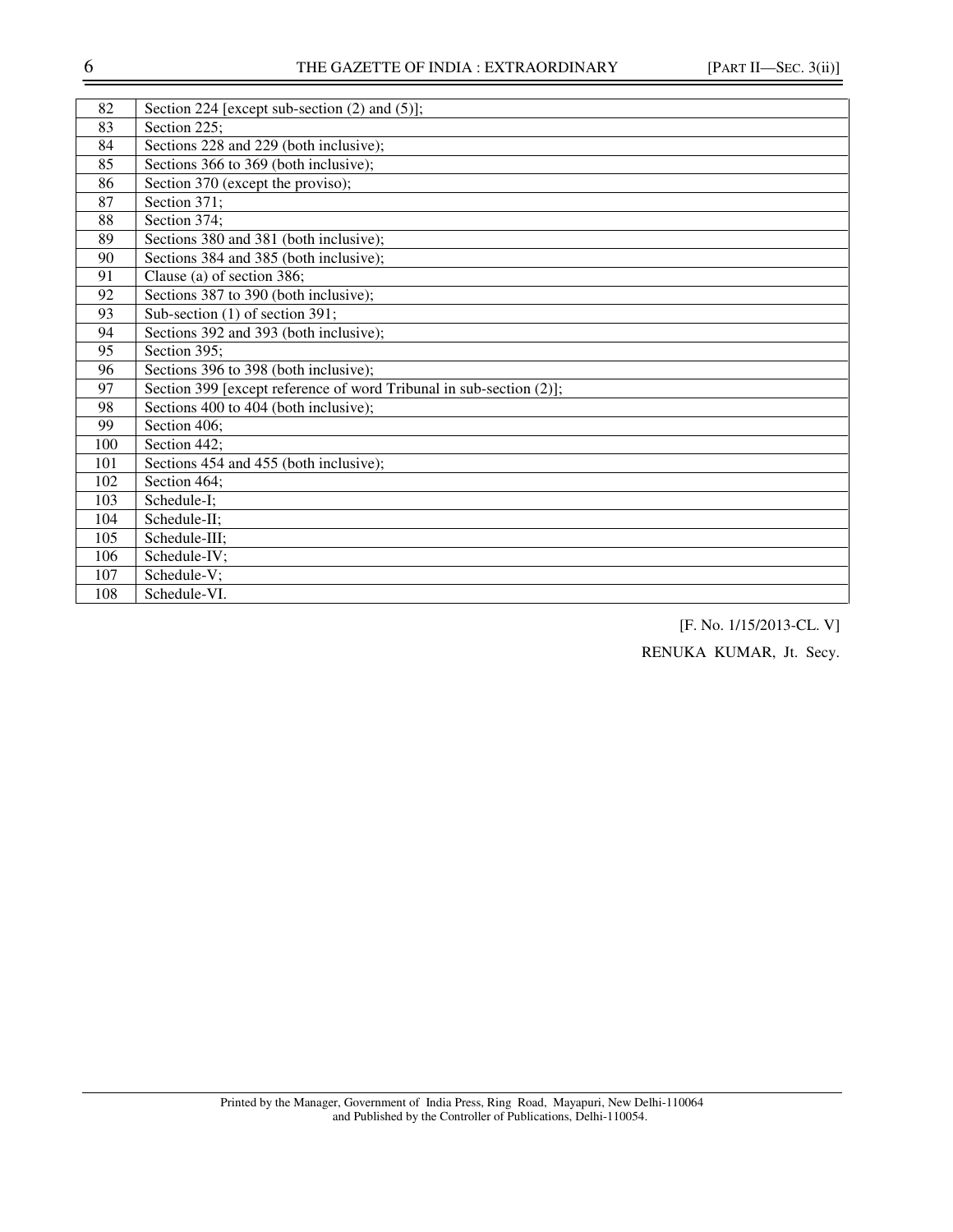| | |
|---|---|
| 82 | Section 224 [except sub-section (2) and (5)]; |
| 83 | Section 225; |
| 84 | Sections 228 and 229 (both inclusive); |
| 85 | Sections 366 to 369 (both inclusive); |
| 86 | Section 370 (except the proviso); |
| 87 | Section 371; |
| 88 | Section 374; |
| 89 | Sections 380 and 381 (both inclusive); |
| 90 | Sections 384 and 385 (both inclusive); |
| 91 | Clause (a) of section 386; |
| 92 | Sections 387 to 390 (both inclusive); |
| 93 | Sub-section (1) of section 391; |
| 94 | Sections 392 and 393 (both inclusive); |
| 95 | Section 395; |
| 96 | Sections 396 to 398 (both inclusive); |
| 97 | Section 399 [except reference of word Tribunal in sub-section (2)]; |
| 98 | Sections 400 to 404 (both inclusive); |
| 99 | Section 406; |
| 100 | Section 442; |
| 101 | Sections 454 and 455 (both inclusive); |
| 102 | Section 464; |
| 103 | Schedule-I; |
| 104 | Schedule-II; |
| 105 | Schedule-III; |
| 106 | Schedule-IV; |
| 107 | Schedule-V; |
| 108 | Schedule-VI. |

[F. No. 1/15/2013-CL. V]

RENUKA KUMAR, Jt. Secy.

Printed by the Manager, Government of India Press, Ring Road, Mayapuri, New Delhi-110064
and Published by the Controller of Publications, Delhi-110054.